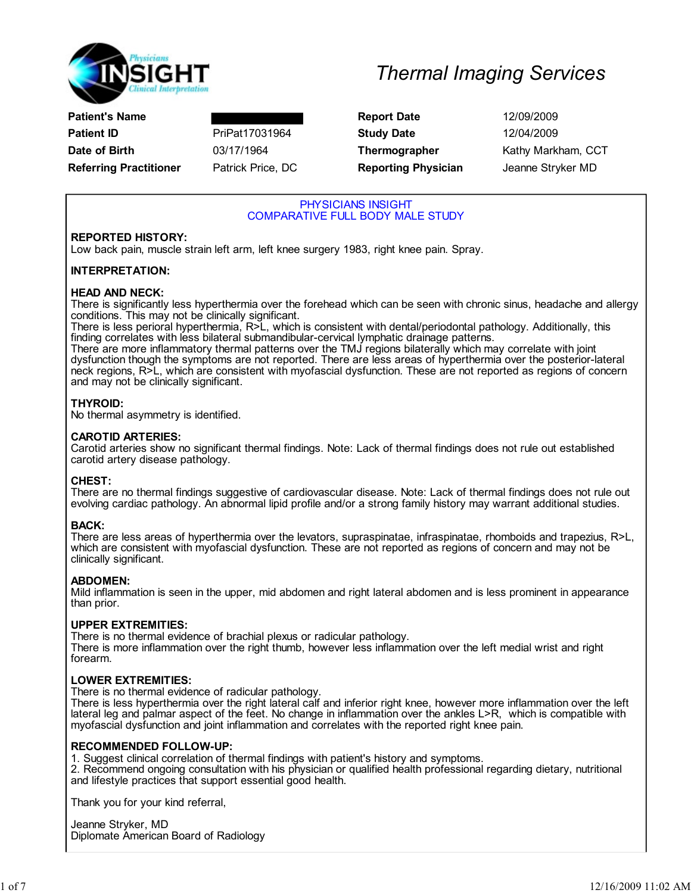# Thermal Imaging Services

| | | | |
|---|---|---|---|
| **Patient's Name** | | **Report Date** | 12/09/2009 |
| **Patient ID** | PriPat17031964 | **Study Date** | 12/04/2009 |
| **Date of Birth** | 03/17/1964 | **Thermographer** | Kathy Markham, CCT |
| **Referring Practitioner** | Patrick Price, DC | **Reporting Physician** | Jeanne Stryker MD |

PHYSICIANS INSIGHT
COMPARATIVE FULL BODY MALE STUDY

**REPORTED HISTORY:**
Low back pain, muscle strain left arm, left knee surgery 1983, right knee pain. Spray.

**INTERPRETATION:**

**HEAD AND NECK:**
There is significantly less hyperthermia over the forehead which can be seen with chronic sinus, headache and allergy conditions. This may not be clinically significant.
There is less perioral hyperthermia, R>L, which is consistent with dental/periodontal pathology. Additionally, this finding correlates with less bilateral submandibular-cervical lymphatic drainage patterns.
There are more inflammatory thermal patterns over the TMJ regions bilaterally which may correlate with joint dysfunction though the symptoms are not reported. There are less areas of hyperthermia over the posterior-lateral neck regions, R>L, which are consistent with myofascial dysfunction. These are not reported as regions of concern and may not be clinically significant.

**THYROID:**
No thermal asymmetry is identified.

**CAROTID ARTERIES:**
Carotid arteries show no significant thermal findings. Note: Lack of thermal findings does not rule out established carotid artery disease pathology.

**CHEST:**
There are no thermal findings suggestive of cardiovascular disease. Note: Lack of thermal findings does not rule out evolving cardiac pathology. An abnormal lipid profile and/or a strong family history may warrant additional studies.

**BACK:**
There are less areas of hyperthermia over the levators, supraspinatae, infraspinatae, rhomboids and trapezius, R>L, which are consistent with myofascial dysfunction. These are not reported as regions of concern and may not be clinically significant.

**ABDOMEN:**
Mild inflammation is seen in the upper, mid abdomen and right lateral abdomen and is less prominent in appearance than prior.

**UPPER EXTREMITIES:**
There is no thermal evidence of brachial plexus or radicular pathology.
There is more inflammation over the right thumb, however less inflammation over the left medial wrist and right forearm.

**LOWER EXTREMITIES:**
There is no thermal evidence of radicular pathology.
There is less hyperthermia over the right lateral calf and inferior right knee, however more inflammation over the left lateral leg and palmar aspect of the feet. No change in inflammation over the ankles L>R, which is compatible with myofascial dysfunction and joint inflammation and correlates with the reported right knee pain.

**RECOMMENDED FOLLOW-UP:**
1. Suggest clinical correlation of thermal findings with patient's history and symptoms.
2. Recommend ongoing consultation with his physician or qualified health professional regarding dietary, nutritional and lifestyle practices that support essential good health.

Thank you for your kind referral,

Jeanne Stryker, MD
Diplomate American Board of Radiology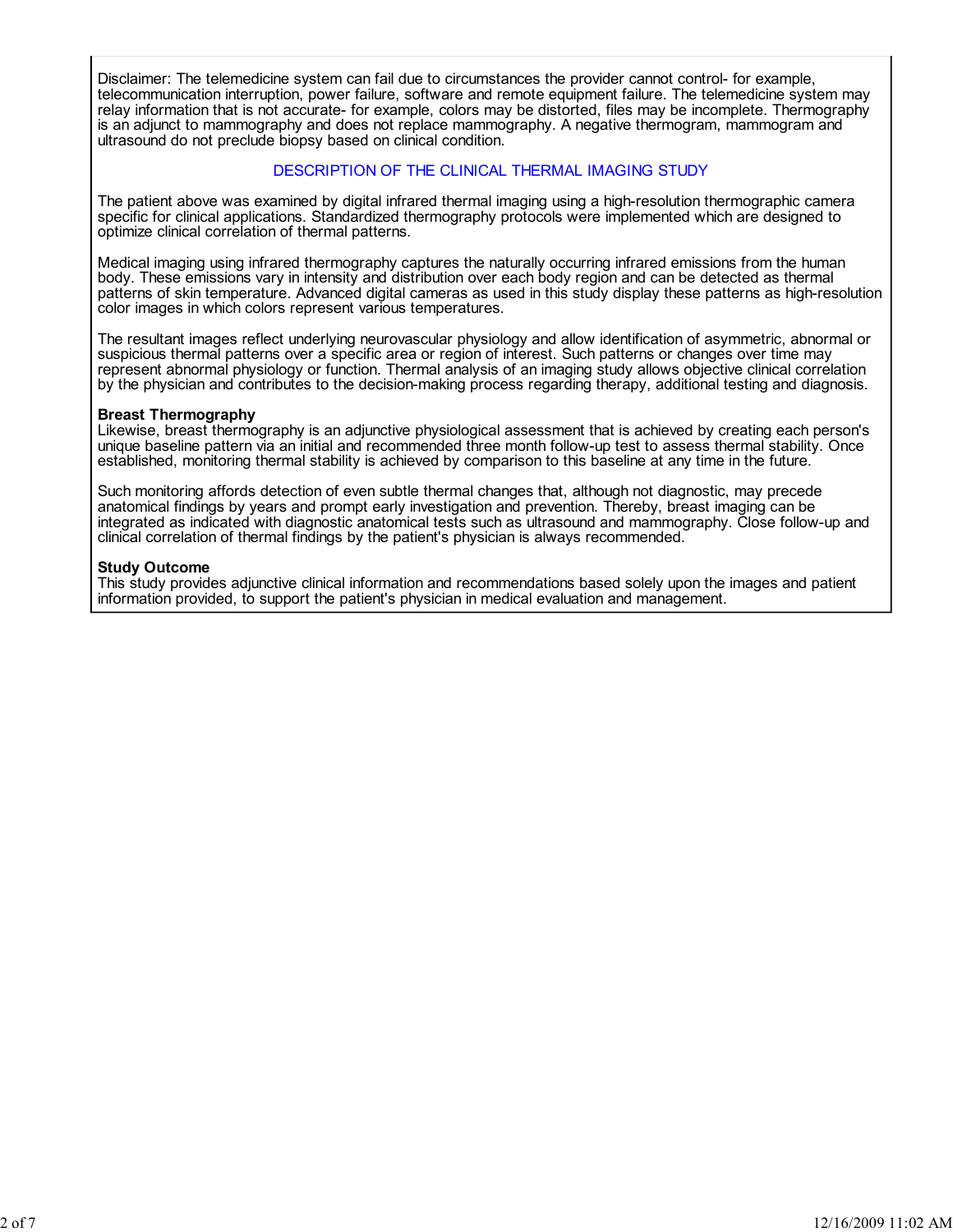Disclaimer: The telemedicine system can fail due to circumstances the provider cannot control- for example, telecommunication interruption, power failure, software and remote equipment failure. The telemedicine system may relay information that is not accurate- for example, colors may be distorted, files may be incomplete. Thermography is an adjunct to mammography and does not replace mammography. A negative thermogram, mammogram and ultrasound do not preclude biopsy based on clinical condition.

## DESCRIPTION OF THE CLINICAL THERMAL IMAGING STUDY

The patient above was examined by digital infrared thermal imaging using a high-resolution thermographic camera specific for clinical applications. Standardized thermography protocols were implemented which are designed to optimize clinical correlation of thermal patterns.

Medical imaging using infrared thermography captures the naturally occurring infrared emissions from the human body. These emissions vary in intensity and distribution over each body region and can be detected as thermal patterns of skin temperature. Advanced digital cameras as used in this study display these patterns as high-resolution color images in which colors represent various temperatures.

The resultant images reflect underlying neurovascular physiology and allow identification of asymmetric, abnormal or suspicious thermal patterns over a specific area or region of interest. Such patterns or changes over time may represent abnormal physiology or function. Thermal analysis of an imaging study allows objective clinical correlation by the physician and contributes to the decision-making process regarding therapy, additional testing and diagnosis.

**Breast Thermography**
Likewise, breast thermography is an adjunctive physiological assessment that is achieved by creating each person's unique baseline pattern via an initial and recommended three month follow-up test to assess thermal stability. Once established, monitoring thermal stability is achieved by comparison to this baseline at any time in the future.

Such monitoring affords detection of even subtle thermal changes that, although not diagnostic, may precede anatomical findings by years and prompt early investigation and prevention. Thereby, breast imaging can be integrated as indicated with diagnostic anatomical tests such as ultrasound and mammography. Close follow-up and clinical correlation of thermal findings by the patient's physician is always recommended.

**Study Outcome**
This study provides adjunctive clinical information and recommendations based solely upon the images and patient information provided, to support the patient's physician in medical evaluation and management.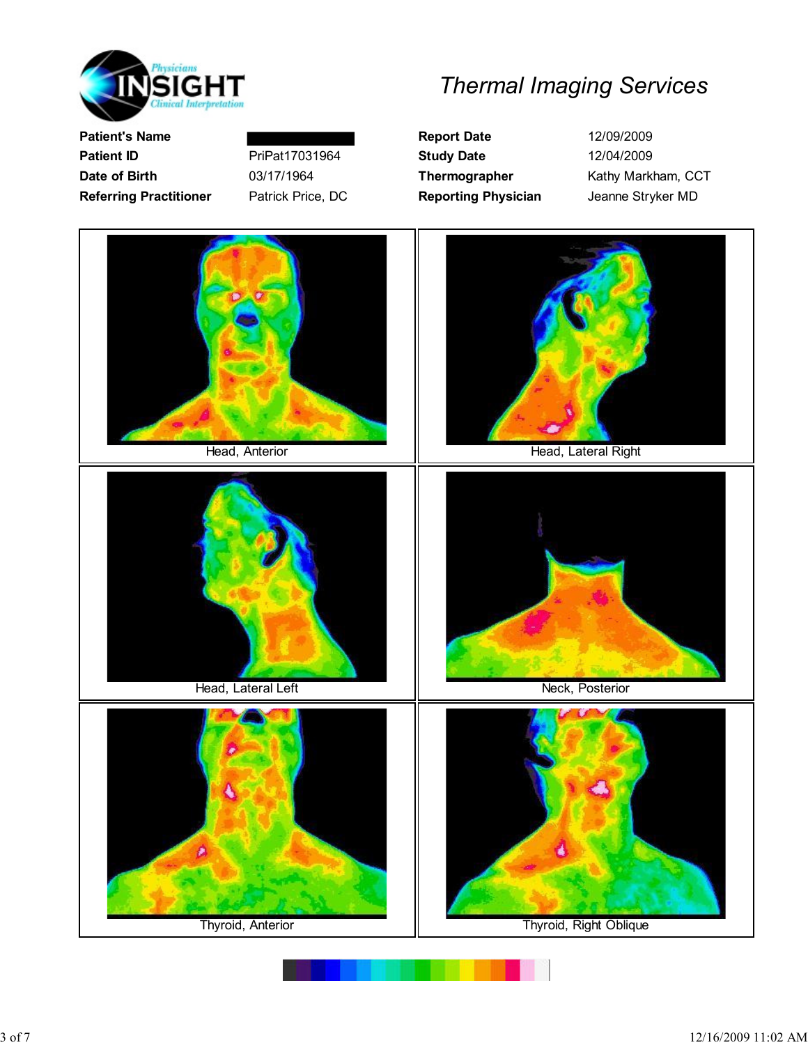**Physicians INSIGHT Clinical Interpretation**

# Thermal Imaging Services

| | | | |
|---|---|---|---|
| **Patient's Name** | | **Report Date** | 12/09/2009 |
| **Patient ID** | PriPat17031964 | **Study Date** | 12/04/2009 |
| **Date of Birth** | 03/17/1964 | **Thermographer** | Kathy Markham, CCT |
| **Referring Practitioner** | Patrick Price, DC | **Reporting Physician** | Jeanne Stryker MD |

Head, Anterior

Head, Lateral Right

Head, Lateral Left

Neck, Posterior

Thyroid, Anterior

Thyroid, Right Oblique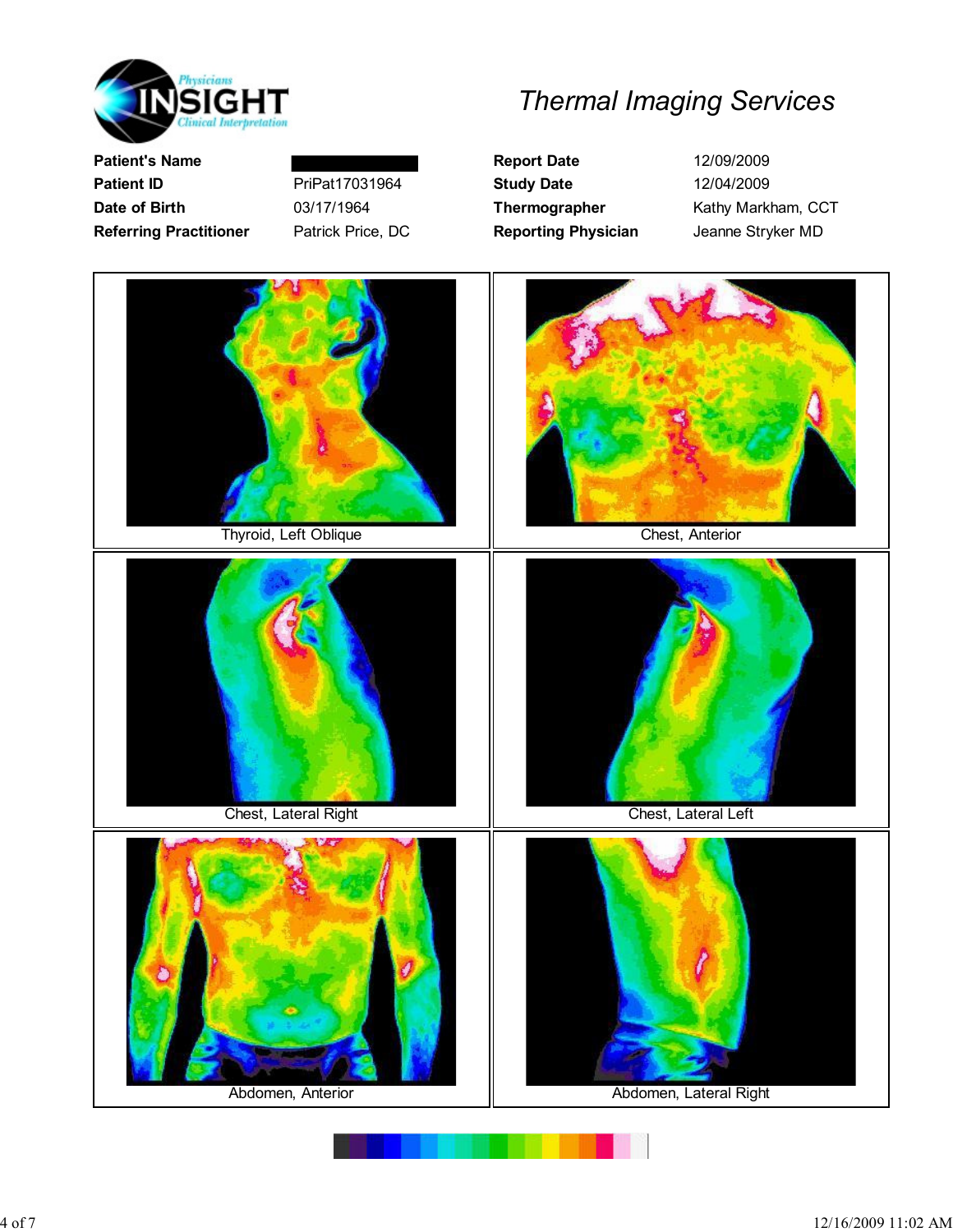Physicians INSIGHT Clinical Interpretation

# Thermal Imaging Services

| Patient's Name | | Report Date | 12/09/2009 |
|---|---|---|---|
| Patient ID | PriPat17031964 | Study Date | 12/04/2009 |
| Date of Birth | 03/17/1964 | Thermographer | Kathy Markham, CCT |
| Referring Practitioner | Patrick Price, DC | Reporting Physician | Jeanne Stryker MD |

Thyroid, Left Oblique

Chest, Anterior

Chest, Lateral Right

Chest, Lateral Left

Abdomen, Anterior

Abdomen, Lateral Right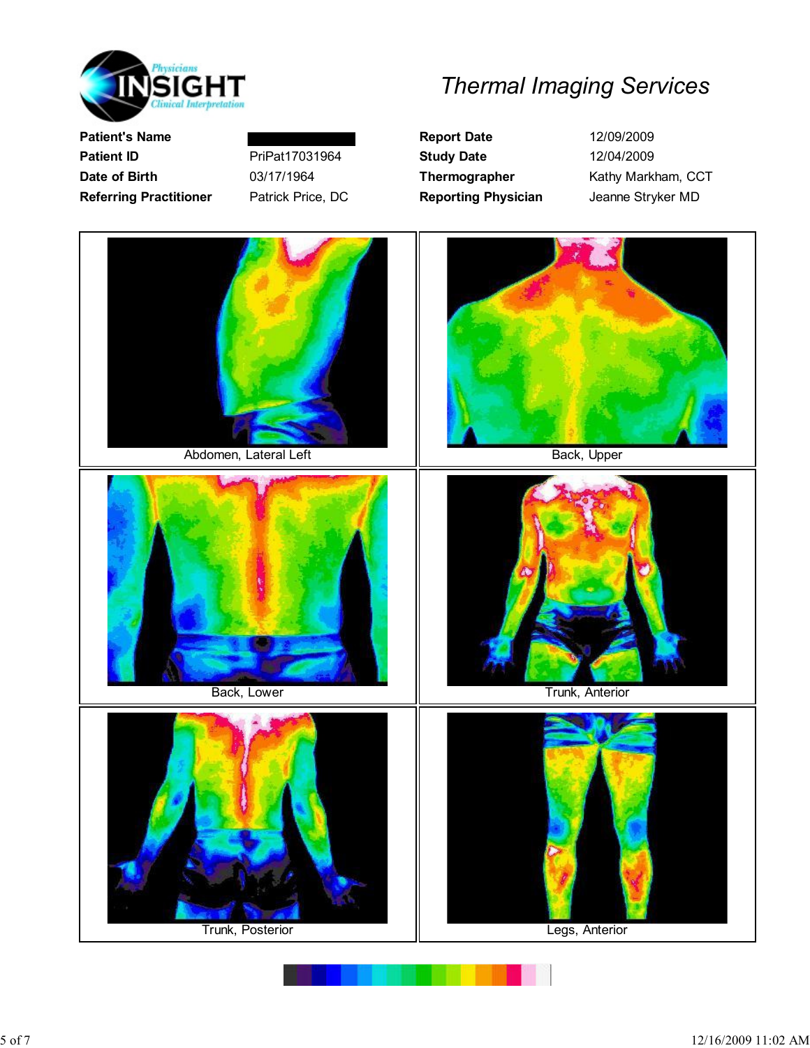*Physicians INSIGHT Clinical Interpretation*

# Thermal Imaging Services

| | | | |
|---|---|---|---|
| **Patient's Name** | | **Report Date** | 12/09/2009 |
| **Patient ID** | PriPat17031964 | **Study Date** | 12/04/2009 |
| **Date of Birth** | 03/17/1964 | **Thermographer** | Kathy Markham, CCT |
| **Referring Practitioner** | Patrick Price, DC | **Reporting Physician** | Jeanne Stryker MD |

Abdomen, Lateral Left

Back, Upper

Back, Lower

Trunk, Anterior

Trunk, Posterior

Legs, Anterior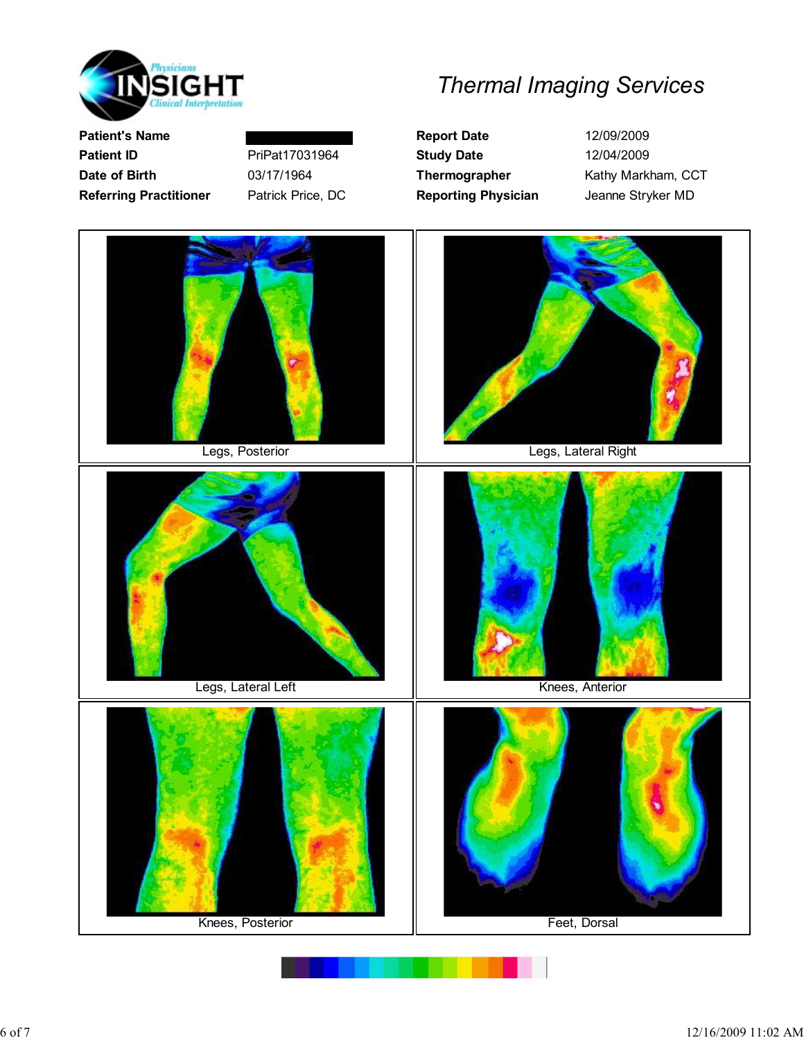*Thermal Imaging Services*

| | | | |
|---|---|---|---|
| **Patient's Name** | | **Report Date** | 12/09/2009 |
| **Patient ID** | PriPat17031964 | **Study Date** | 12/04/2009 |
| **Date of Birth** | 03/17/1964 | **Thermographer** | Kathy Markham, CCT |
| **Referring Practitioner** | Patrick Price, DC | **Reporting Physician** | Jeanne Stryker MD |

Legs, Posterior

Legs, Lateral Right

Legs, Lateral Left

Knees, Anterior

Knees, Posterior

Feet, Dorsal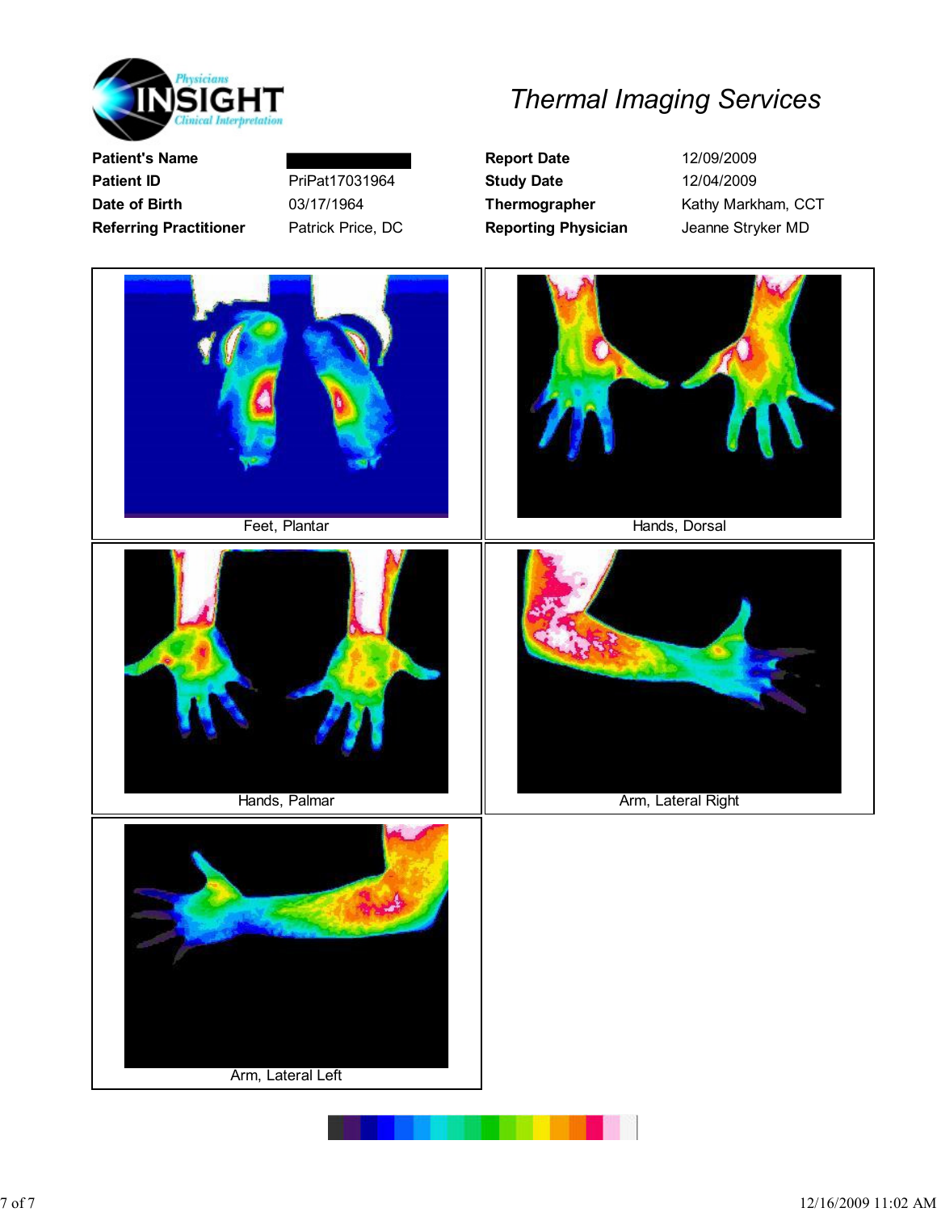Physicians INSIGHT Clinical Interpretation

# Thermal Imaging Services

| | | | |
|---|---|---|---|
| **Patient's Name** | | **Report Date** | 12/09/2009 |
| **Patient ID** | PriPat17031964 | **Study Date** | 12/04/2009 |
| **Date of Birth** | 03/17/1964 | **Thermographer** | Kathy Markham, CCT |
| **Referring Practitioner** | Patrick Price, DC | **Reporting Physician** | Jeanne Stryker MD |

Feet, Plantar

Hands, Dorsal

Hands, Palmar

Arm, Lateral Right

Arm, Lateral Left

12/16/2009 11:02 AM